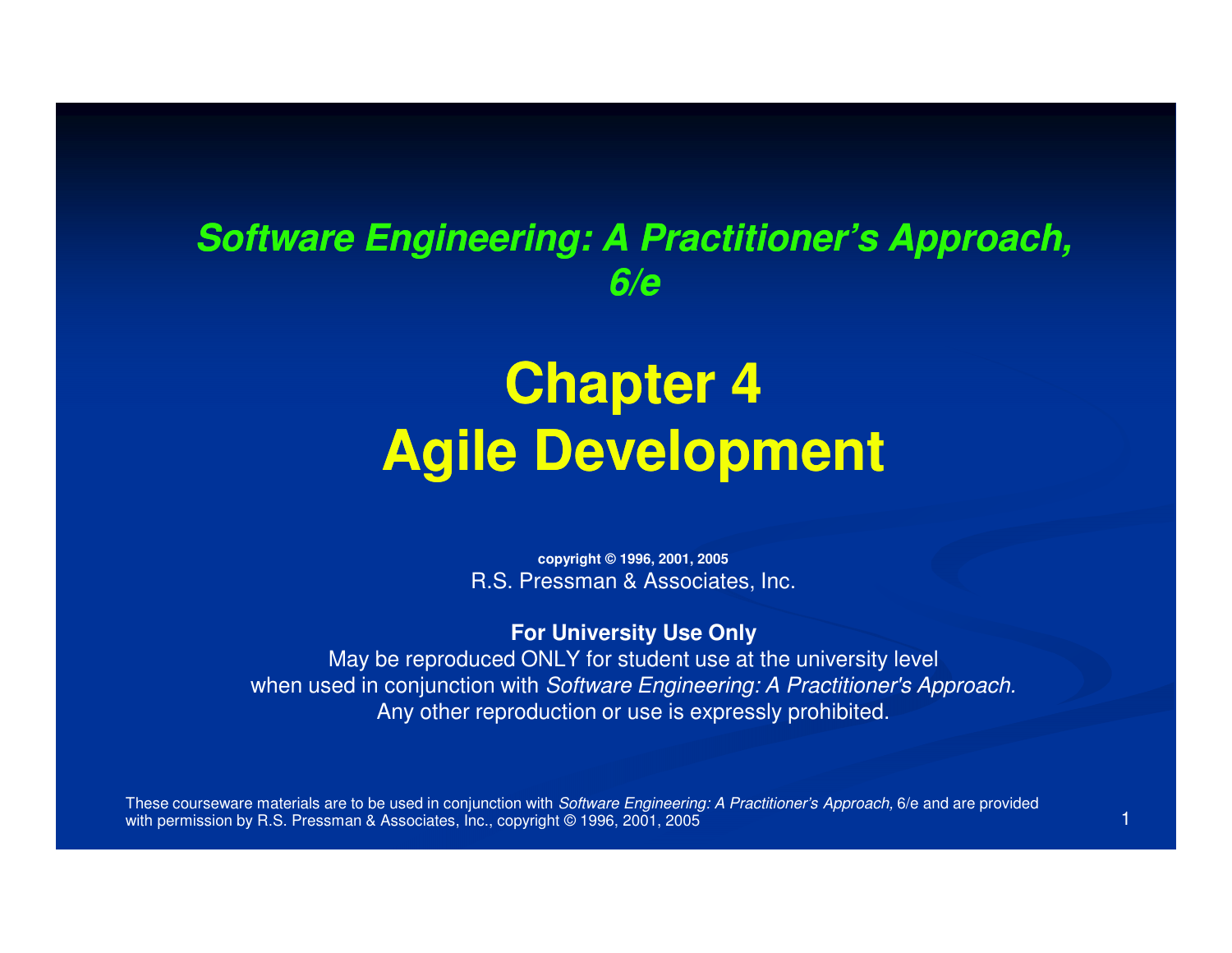***Software Engineering: A Practitioner's Approach, 6/e***

# Chapter 4
# Agile Development

**copyright © 1996, 2001, 2005**
R.S. Pressman & Associates, Inc.

**For University Use Only**
May be reproduced ONLY for student use at the university level
when used in conjunction with *Software Engineering: A Practitioner's Approach*.
Any other reproduction or use is expressly prohibited.

These courseware materials are to be used in conjunction with *Software Engineering: A Practitioner's Approach,* 6/e and are provided with permission by R.S. Pressman & Associates, Inc., copyright © 1996, 2001, 2005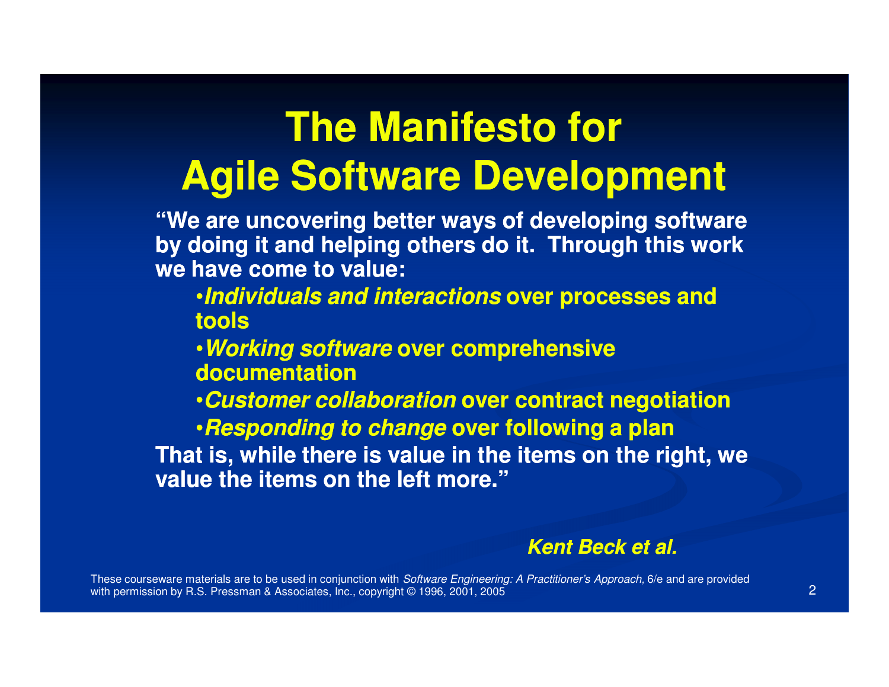# The Manifesto for Agile Software Development

**"We are uncovering better ways of developing software by doing it and helping others do it. Through this work we have come to value:**

- ***Individuals and interactions*** **over processes and tools**
- ***Working software*** **over comprehensive documentation**
- ***Customer collaboration*** **over contract negotiation**
- ***Responding to change*** **over following a plan**

**That is, while there is value in the items on the right, we value the items on the left more."**

***Kent Beck et al.***

These courseware materials are to be used in conjunction with *Software Engineering: A Practitioner's Approach,* 6/e and are provided with permission by R.S. Pressman & Associates, Inc., copyright © 1996, 2001, 2005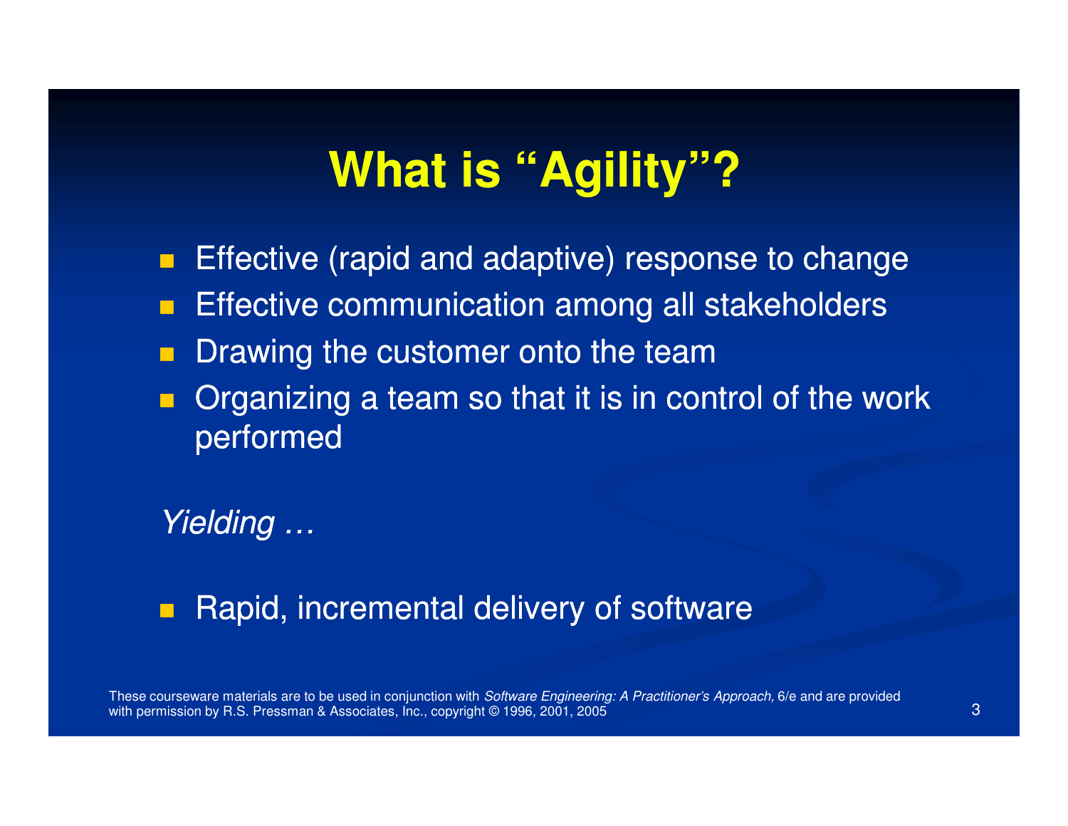# What is "Agility"?

- Effective (rapid and adaptive) response to change
- Effective communication among all stakeholders
- Drawing the customer onto the team
- Organizing a team so that it is in control of the work performed

*Yielding …*

- Rapid, incremental delivery of software

These courseware materials are to be used in conjunction with *Software Engineering: A Practitioner's Approach,* 6/e and are provided with permission by R.S. Pressman & Associates, Inc., copyright © 1996, 2001, 2005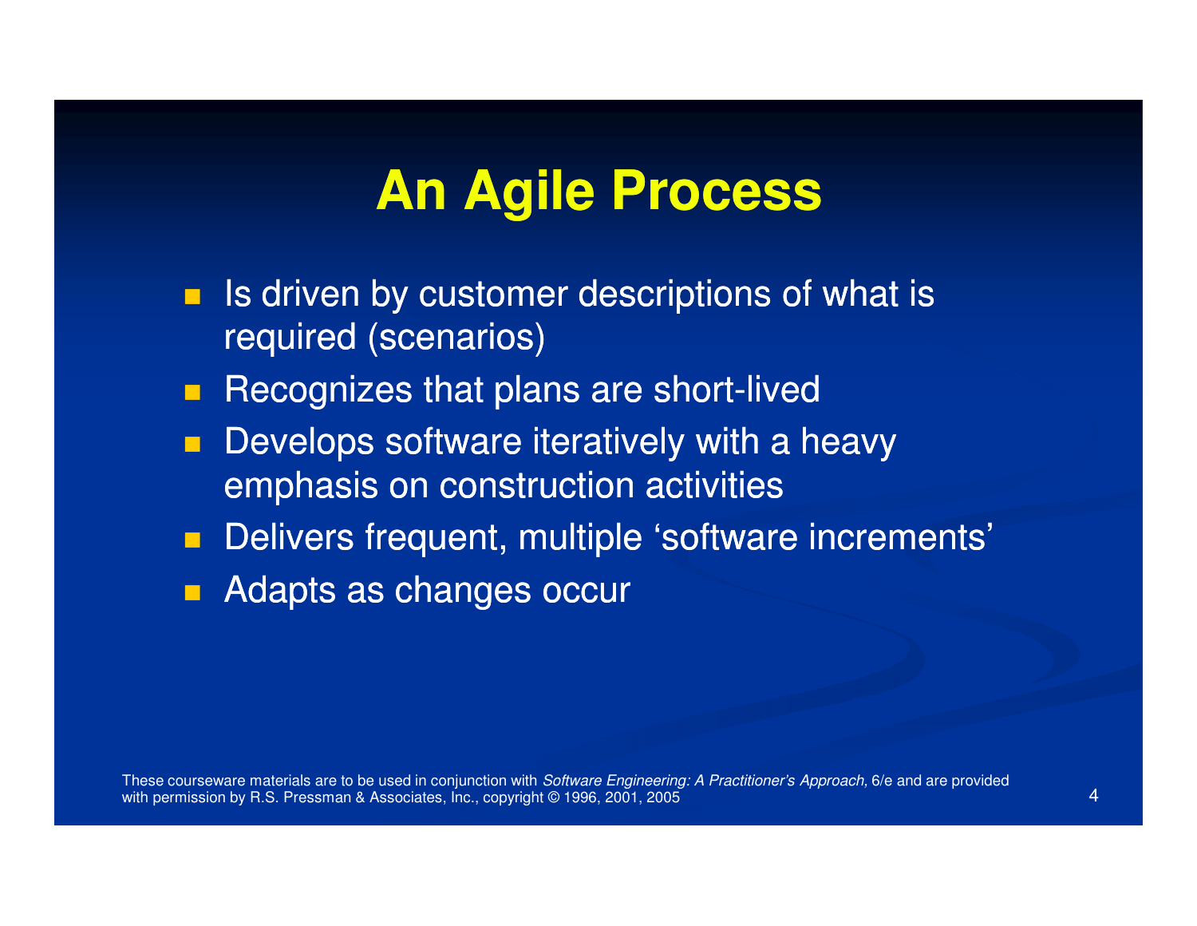# An Agile Process

- Is driven by customer descriptions of what is required (scenarios)
- Recognizes that plans are short-lived
- Develops software iteratively with a heavy emphasis on construction activities
- Delivers frequent, multiple 'software increments'
- Adapts as changes occur

These courseware materials are to be used in conjunction with *Software Engineering: A Practitioner's Approach,* 6/e and are provided with permission by R.S. Pressman & Associates, Inc., copyright © 1996, 2001, 2005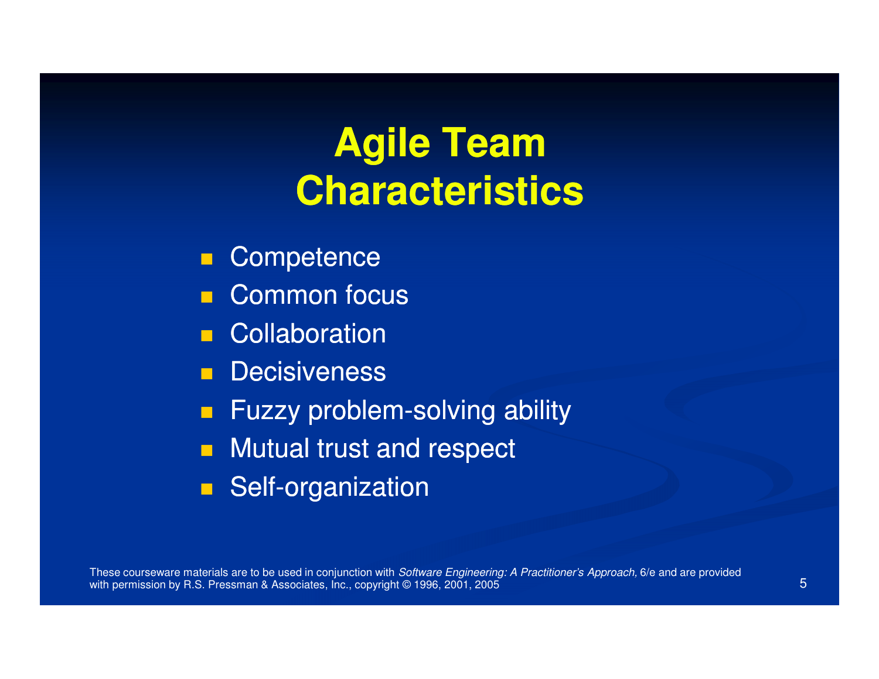# Agile Team Characteristics

- Competence
- Common focus
- Collaboration
- Decisiveness
- Fuzzy problem-solving ability
- Mutual trust and respect
- Self-organization

These courseware materials are to be used in conjunction with *Software Engineering: A Practitioner's Approach,* 6/e and are provided with permission by R.S. Pressman & Associates, Inc., copyright © 1996, 2001, 2005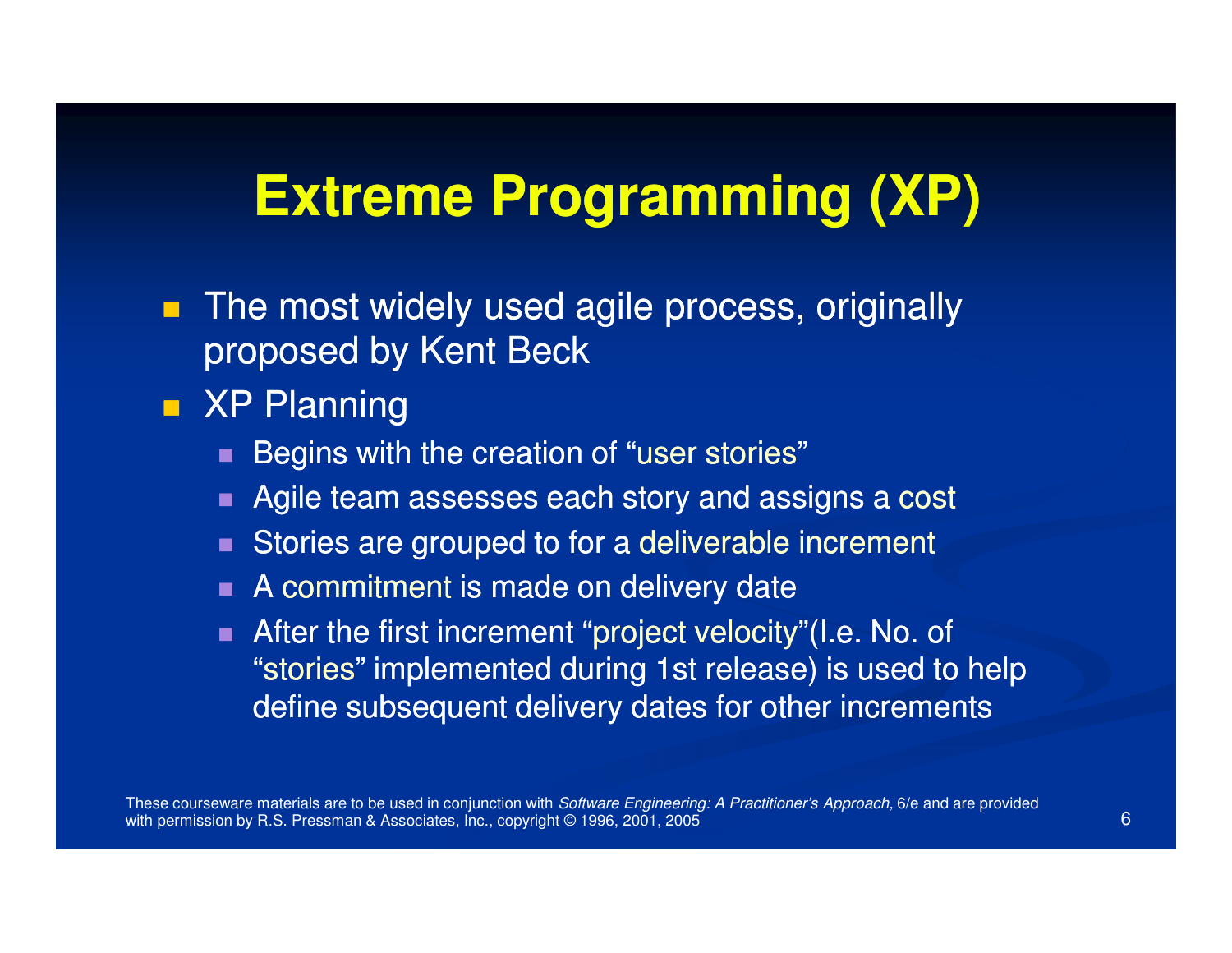# Extreme Programming (XP)

- The most widely used agile process, originally proposed by Kent Beck
- XP Planning
  - Begins with the creation of "user stories"
  - Agile team assesses each story and assigns a cost
  - Stories are grouped to for a deliverable increment
  - A commitment is made on delivery date
  - After the first increment "project velocity"(I.e. No. of "stories" implemented during 1st release) is used to help define subsequent delivery dates for other increments

These courseware materials are to be used in conjunction with *Software Engineering: A Practitioner's Approach,* 6/e and are provided with permission by R.S. Pressman & Associates, Inc., copyright © 1996, 2001, 2005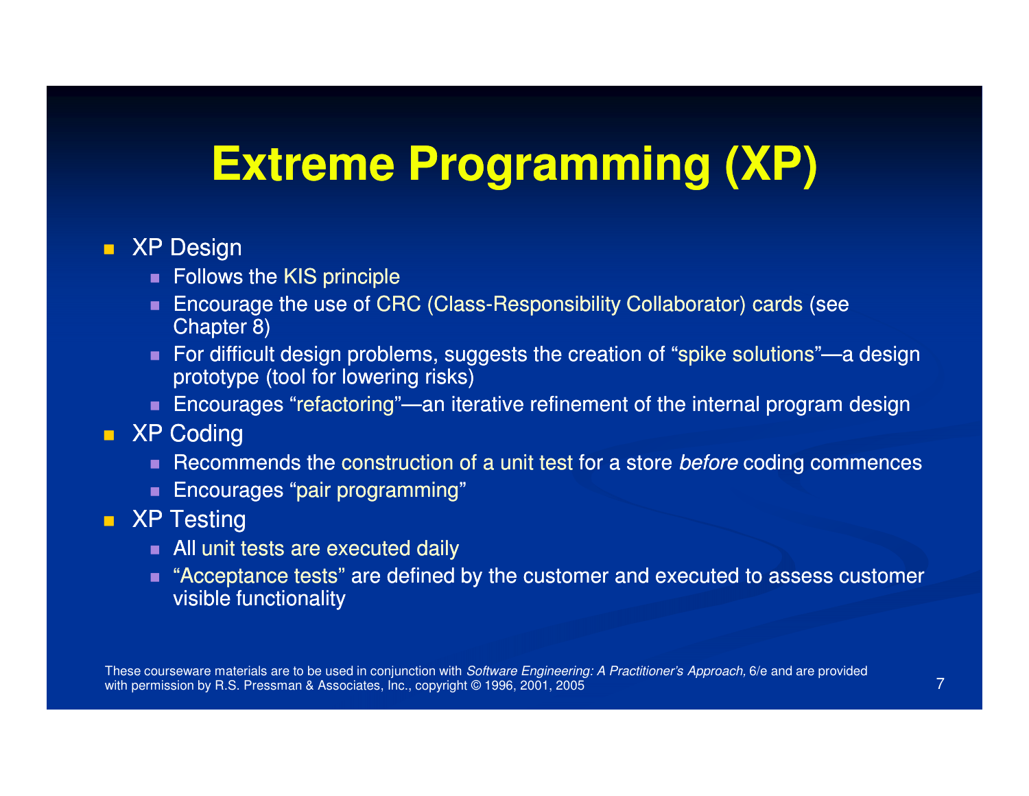# Extreme Programming (XP)

- XP Design
  - Follows the KIS principle
  - Encourage the use of CRC (Class-Responsibility Collaborator) cards (see Chapter 8)
  - For difficult design problems, suggests the creation of "spike solutions"—a design prototype (tool for lowering risks)
  - Encourages "refactoring"—an iterative refinement of the internal program design
- XP Coding
  - Recommends the construction of a unit test for a store *before* coding commences
  - Encourages "pair programming"
- XP Testing
  - All unit tests are executed daily
  - "Acceptance tests" are defined by the customer and executed to assess customer visible functionality

These courseware materials are to be used in conjunction with *Software Engineering: A Practitioner's Approach,* 6/e and are provided with permission by R.S. Pressman & Associates, Inc., copyright © 1996, 2001, 2005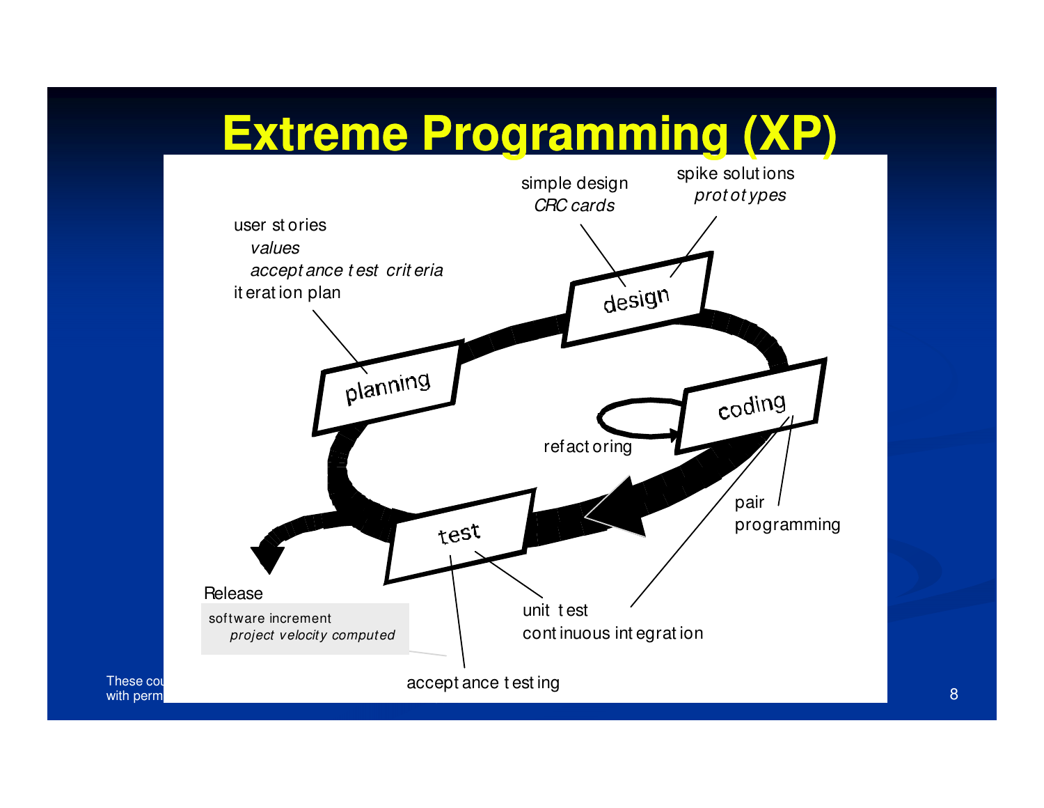# Extreme Programming (XP)

user stories
*values*
*acceptance test criteria*
iteration plan

simple design
*CRC cards*

spike solutions
*prototypes*

planning

design

coding

refactoring

test

pair programming

unit test
continuous integration

acceptance testing

Release

software increment
*project velocity computed*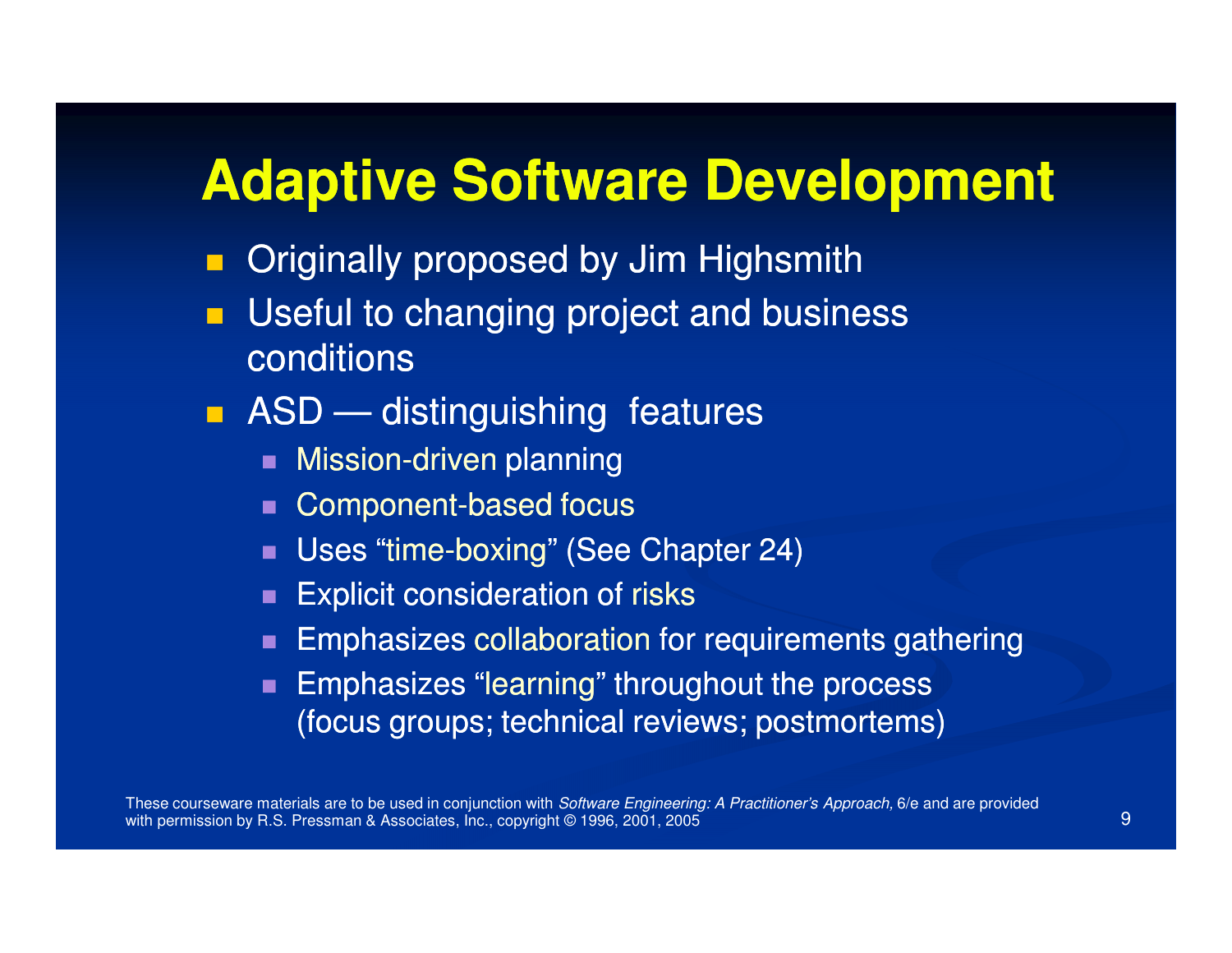# Adaptive Software Development

- Originally proposed by Jim Highsmith
- Useful to changing project and business conditions
- ASD — distinguishing features
  - Mission-driven planning
  - Component-based focus
  - Uses "time-boxing" (See Chapter 24)
  - Explicit consideration of risks
  - Emphasizes collaboration for requirements gathering
  - Emphasizes "learning" throughout the process (focus groups; technical reviews; postmortems)

These courseware materials are to be used in conjunction with *Software Engineering: A Practitioner's Approach,* 6/e and are provided with permission by R.S. Pressman & Associates, Inc., copyright © 1996, 2001, 2005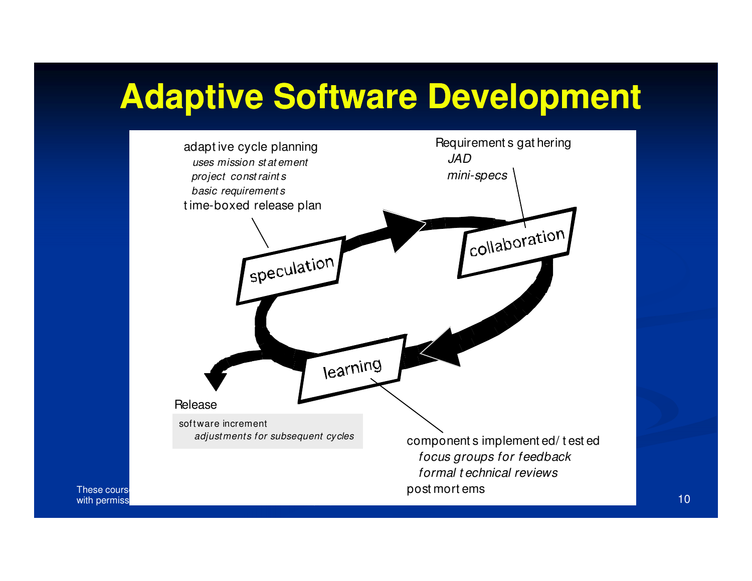# Adaptive Software Development

adaptive cycle planning
*uses mission statement*
*project constraints*
*basic requirements*
time-boxed release plan

Requirements gathering
*JAD*
*mini-specs*

speculation

collaboration

learning

Release

software increment
*adjustments for subsequent cycles*

components implemented/tested
*focus groups for feedback*
*formal technical reviews*
postmortems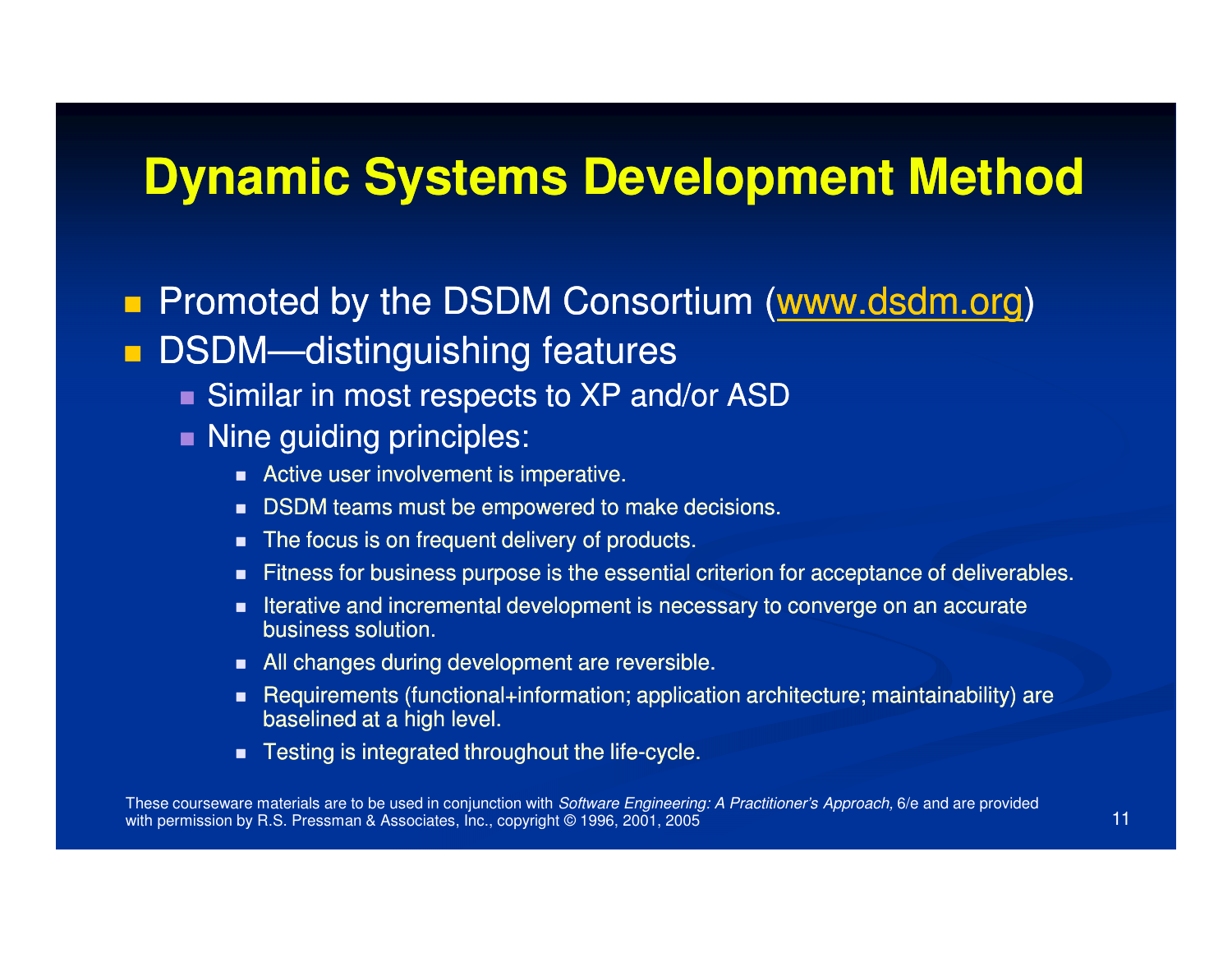# Dynamic Systems Development Method

- Promoted by the DSDM Consortium (www.dsdm.org)
- DSDM—distinguishing features
  - Similar in most respects to XP and/or ASD
  - Nine guiding principles:
    - Active user involvement is imperative.
    - DSDM teams must be empowered to make decisions.
    - The focus is on frequent delivery of products.
    - Fitness for business purpose is the essential criterion for acceptance of deliverables.
    - Iterative and incremental development is necessary to converge on an accurate business solution.
    - All changes during development are reversible.
    - Requirements (functional+information; application architecture; maintainability) are baselined at a high level.
    - Testing is integrated throughout the life-cycle.

These courseware materials are to be used in conjunction with *Software Engineering: A Practitioner's Approach,* 6/e and are provided with permission by R.S. Pressman & Associates, Inc., copyright © 1996, 2001, 2005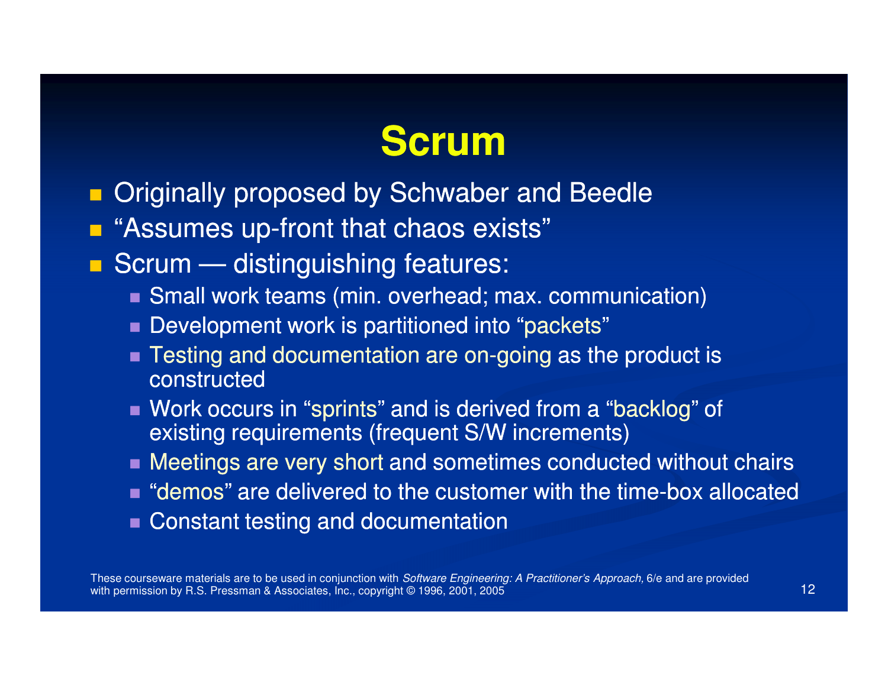# Scrum

- Originally proposed by Schwaber and Beedle
- "Assumes up-front that chaos exists"
- Scrum — distinguishing features:
  - Small work teams (min. overhead; max. communication)
  - Development work is partitioned into "packets"
  - Testing and documentation are on-going as the product is constructed
  - Work occurs in "sprints" and is derived from a "backlog" of existing requirements (frequent S/W increments)
  - Meetings are very short and sometimes conducted without chairs
  - "demos" are delivered to the customer with the time-box allocated
  - Constant testing and documentation

These courseware materials are to be used in conjunction with *Software Engineering: A Practitioner's Approach,* 6/e and are provided with permission by R.S. Pressman & Associates, Inc., copyright © 1996, 2001, 2005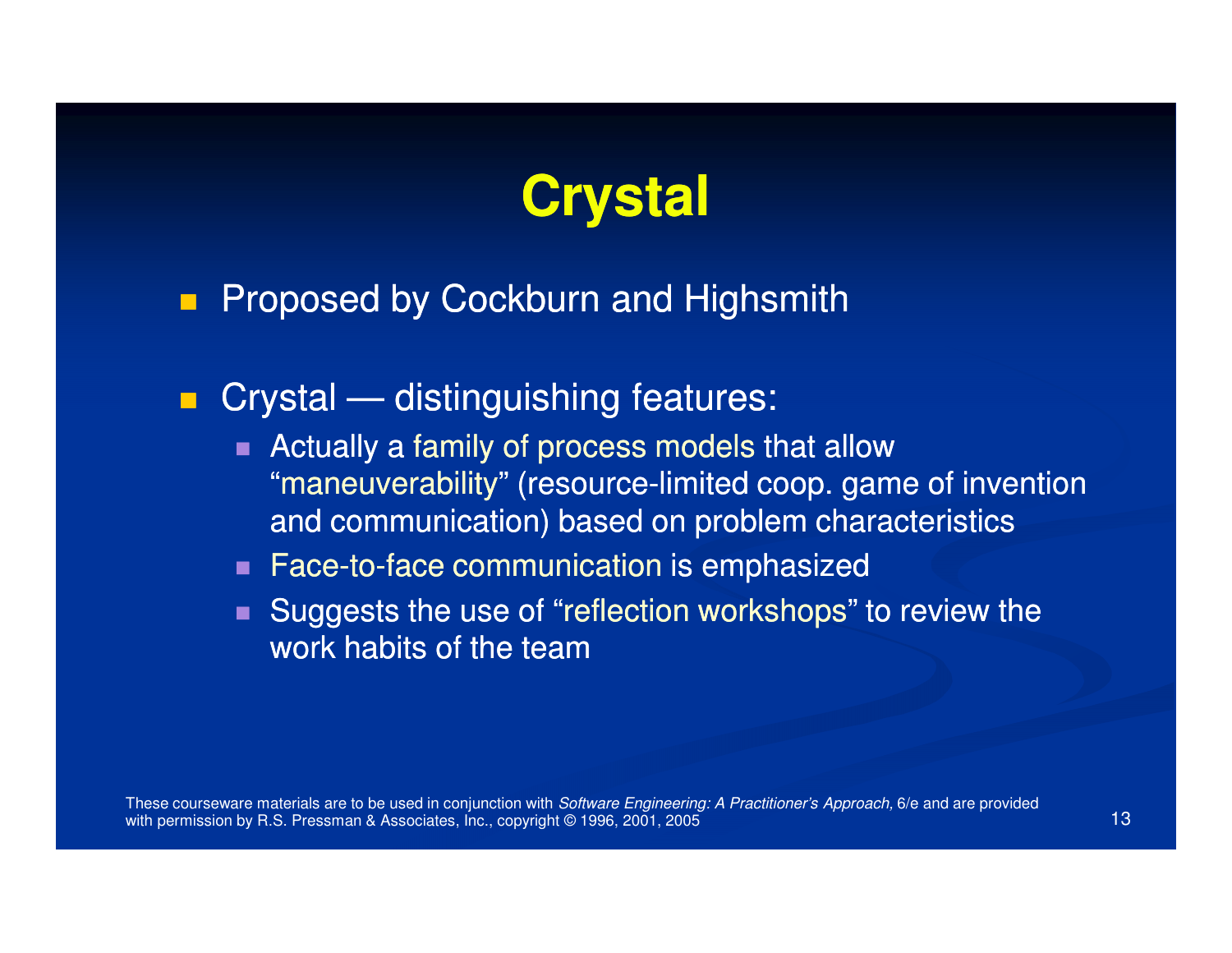# Crystal

- Proposed by Cockburn and Highsmith

- Crystal — distinguishing features:
  - Actually a family of process models that allow "maneuverability" (resource-limited coop. game of invention and communication) based on problem characteristics
  - Face-to-face communication is emphasized
  - Suggests the use of "reflection workshops" to review the work habits of the team

These courseware materials are to be used in conjunction with *Software Engineering: A Practitioner's Approach,* 6/e and are provided with permission by R.S. Pressman & Associates, Inc., copyright © 1996, 2001, 2005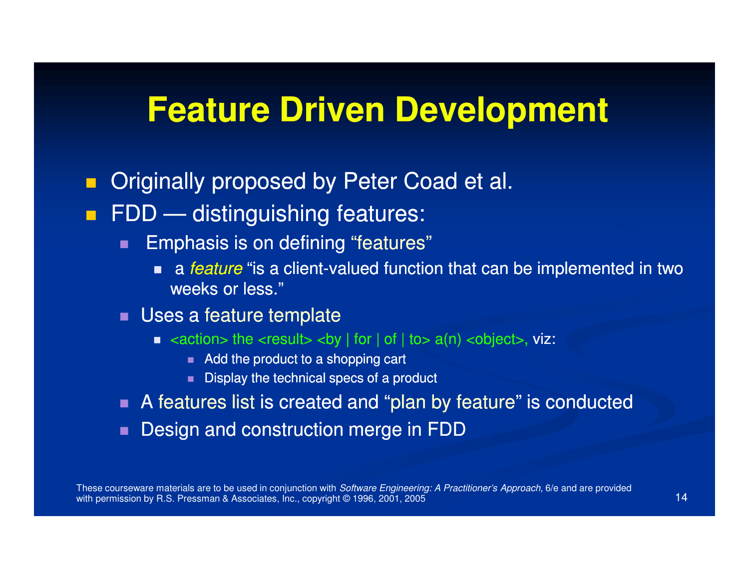# Feature Driven Development

- Originally proposed by Peter Coad et al.
- FDD — distinguishing features:
  - Emphasis is on defining "features"
    - a *feature* "is a client-valued function that can be implemented in two weeks or less."
  - Uses a feature template
    - <action> the <result> <by | for | of | to> a(n) <object>, viz:
      - Add the product to a shopping cart
      - Display the technical specs of a product
  - A features list is created and "plan by feature" is conducted
  - Design and construction merge in FDD

These courseware materials are to be used in conjunction with *Software Engineering: A Practitioner's Approach,* 6/e and are provided with permission by R.S. Pressman & Associates, Inc., copyright © 1996, 2001, 2005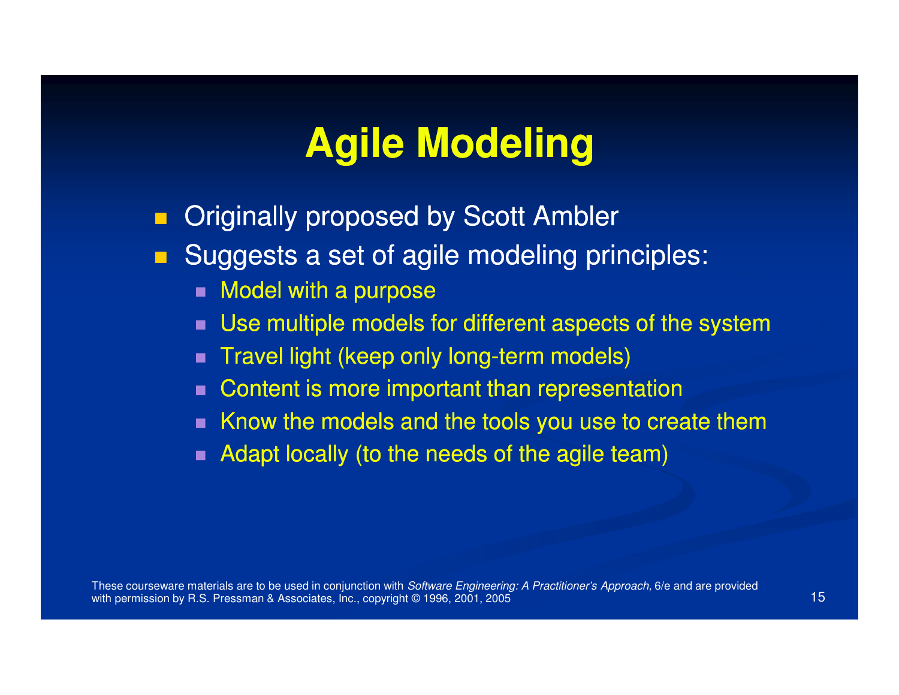# Agile Modeling

- Originally proposed by Scott Ambler
- Suggests a set of agile modeling principles:
  - Model with a purpose
  - Use multiple models for different aspects of the system
  - Travel light (keep only long-term models)
  - Content is more important than representation
  - Know the models and the tools you use to create them
  - Adapt locally (to the needs of the agile team)

These courseware materials are to be used in conjunction with *Software Engineering: A Practitioner's Approach,* 6/e and are provided with permission by R.S. Pressman & Associates, Inc., copyright © 1996, 2001, 2005